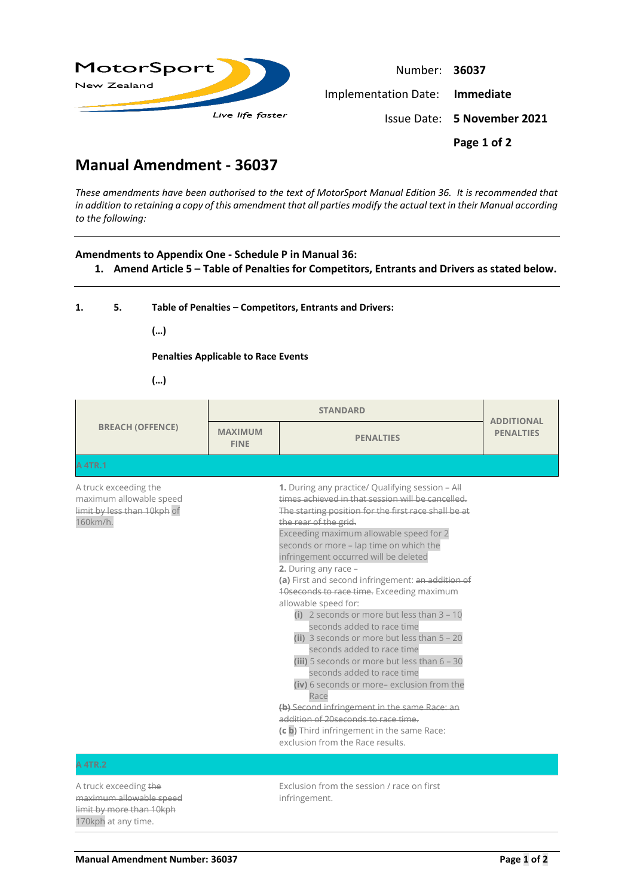Number: **36037**

Implementation Date: **Immediate**

Issue Date: **5 November 2021**

# Manual Amendment - 36037

*These amendments have been authorised to the text of MotorSport Manual Edition 36. It is recommended that in addition to retaining a copy of this amendment that all parties modify the actual text in their Manual according to the following:*

---

**Amendments to Appendix One - Schedule P in Manual 36:**

1. **Amend Article 5 – Table of Penalties for Competitors, Entrants and Drivers as stated below.**

---

**1. 5. Table of Penalties – Competitors, Entrants and Drivers:**

**(…)**

**Penalties Applicable to Race Events**

**(…)**

| BREACH (OFFENCE) | STANDARD | | ADDITIONAL PENALTIES |
|---|---|---|---|
| | MAXIMUM FINE | PENALTIES | |
| ~~A 4TR.1~~ | | | |
| A truck exceeding the maximum allowable speed ~~limit by less than 10kph~~ of 160km/h. | | **1.** During any practice/ Qualifying session – ~~All times achieved in that session will be cancelled. The starting position for the first race shall be at the rear of the grid.~~ Exceeding maximum allowable speed for 2 seconds or more – lap time on which the infringement occurred will be deleted<br>**2.** During any race –<br>**(a)** First and second infringement: ~~an addition of 10seconds to race time.~~ Exceeding maximum allowable speed for:<br>**(i)** 2 seconds or more but less than 3 – 10 seconds added to race time<br>**(ii)** 3 seconds or more but less than 5 – 20 seconds added to race time<br>**(iii)** 5 seconds or more but less than 6 – 30 seconds added to race time<br>**(iv)** 6 seconds or more– exclusion from the Race<br>~~**(b)** Second infringement in the same Race: an addition of 20seconds to race time.~~<br>**(~~c~~ b)** Third infringement in the same Race: exclusion from the Race ~~results~~. | |
| ~~A 4TR.2~~ | | | |
| A truck exceeding ~~the maximum allowable speed limit by more than 10kph~~ 170kph at any time. | | Exclusion from the session / race on first infringement. | |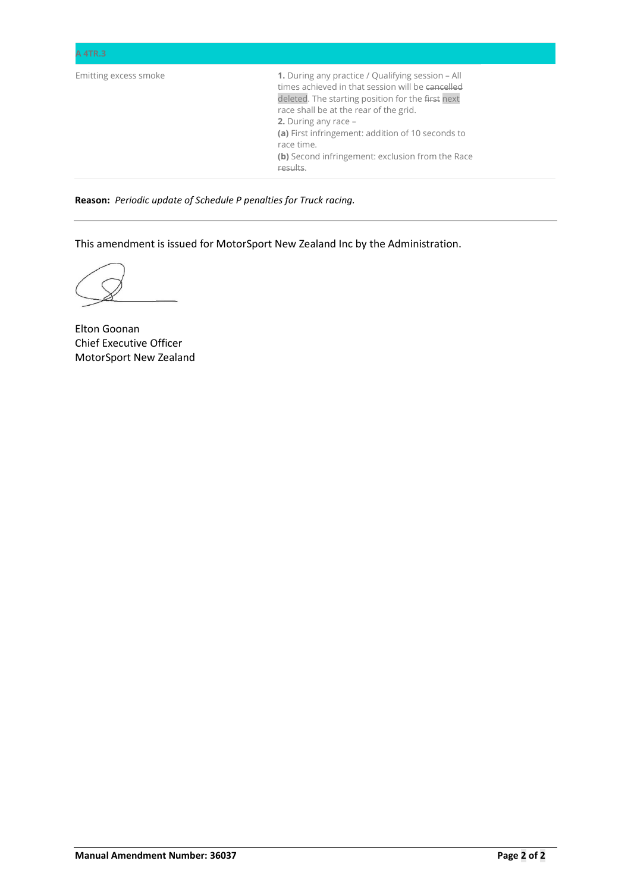| A 4TR.3 | |
|---|---|
| Emitting excess smoke | **1.** During any practice / Qualifying session – All times achieved in that session will be ~~cancelled~~ deleted. The starting position for the ~~first~~ next race shall be at the rear of the grid.<br>**2.** During any race –<br>**(a)** First infringement: addition of 10 seconds to race time.<br>**(b)** Second infringement: exclusion from the Race ~~results~~. |

**Reason:** *Periodic update of Schedule P penalties for Truck racing.*

---

This amendment is issued for MotorSport New Zealand Inc by the Administration.

Elton Goonan
Chief Executive Officer
MotorSport New Zealand

**Manual Amendment Number: 36037**